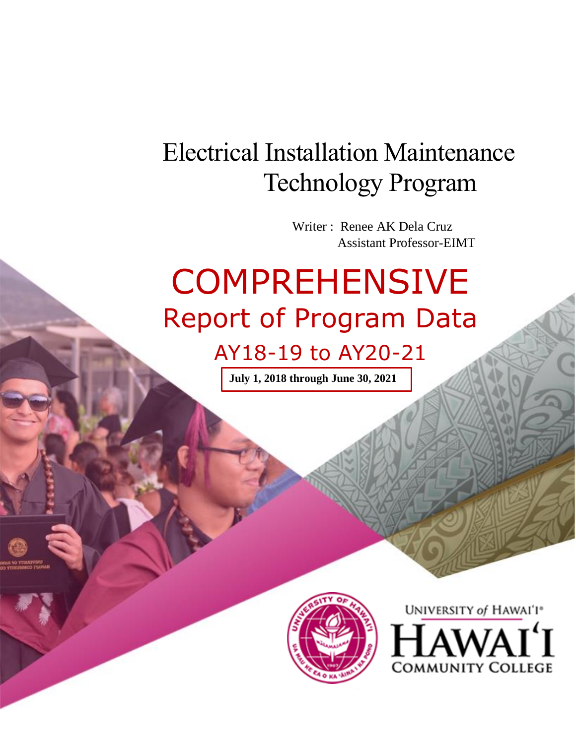# Electrical Installation Maintenance Technology Program

Writer : Renee AK Dela Cruz
Assistant Professor-EIMT

# COMPREHENSIVE

## Report of Program Data

### AY18-19 to AY20-21

**July 1, 2018 through June 30, 2021**

UNIVERSITY of HAWAI'I®
HAWAI'I
COMMUNITY COLLEGE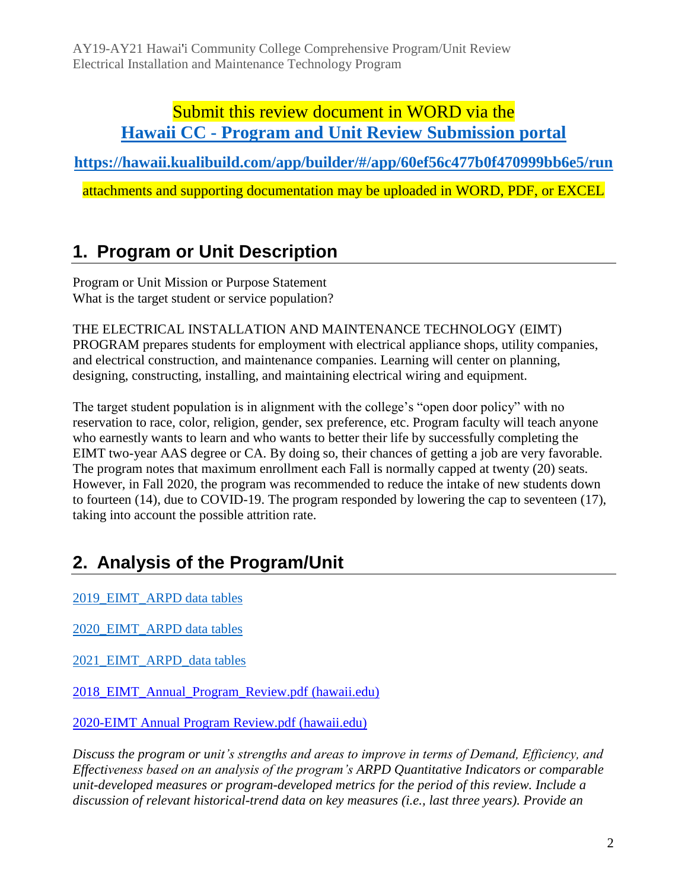Submit this review document in WORD via the **[Hawaii CC - Program and Unit Review Submission portal](https://hawaii.kualibuild.com/app/builder/#/app/60ef56c477b0f470999bb6e5/run)**

**https://hawaii.kualibuild.com/app/builder/#/app/60ef56c477b0f470999bb6e5/run**

attachments and supporting documentation may be uploaded in WORD, PDF, or EXCEL

## 1. Program or Unit Description

Program or Unit Mission or Purpose Statement
What is the target student or service population?

THE ELECTRICAL INSTALLATION AND MAINTENANCE TECHNOLOGY (EIMT) PROGRAM prepares students for employment with electrical appliance shops, utility companies, and electrical construction, and maintenance companies. Learning will center on planning, designing, constructing, installing, and maintaining electrical wiring and equipment.

The target student population is in alignment with the college's "open door policy" with no reservation to race, color, religion, gender, sex preference, etc. Program faculty will teach anyone who earnestly wants to learn and who wants to better their life by successfully completing the EIMT two-year AAS degree or CA. By doing so, their chances of getting a job are very favorable. The program notes that maximum enrollment each Fall is normally capped at twenty (20) seats. However, in Fall 2020, the program was recommended to reduce the intake of new students down to fourteen (14), due to COVID-19. The program responded by lowering the cap to seventeen (17), taking into account the possible attrition rate.

## 2. Analysis of the Program/Unit

2019_EIMT_ARPD data tables

2020_EIMT_ARPD data tables

2021_EIMT_ARPD_data tables

2018_EIMT_Annual_Program_Review.pdf (hawaii.edu)

2020-EIMT Annual Program Review.pdf (hawaii.edu)

*Discuss the program or unit's strengths and areas to improve in terms of Demand, Efficiency, and Effectiveness based on an analysis of the program's ARPD Quantitative Indicators or comparable unit-developed measures or program-developed metrics for the period of this review. Include a discussion of relevant historical-trend data on key measures (i.e., last three years). Provide an*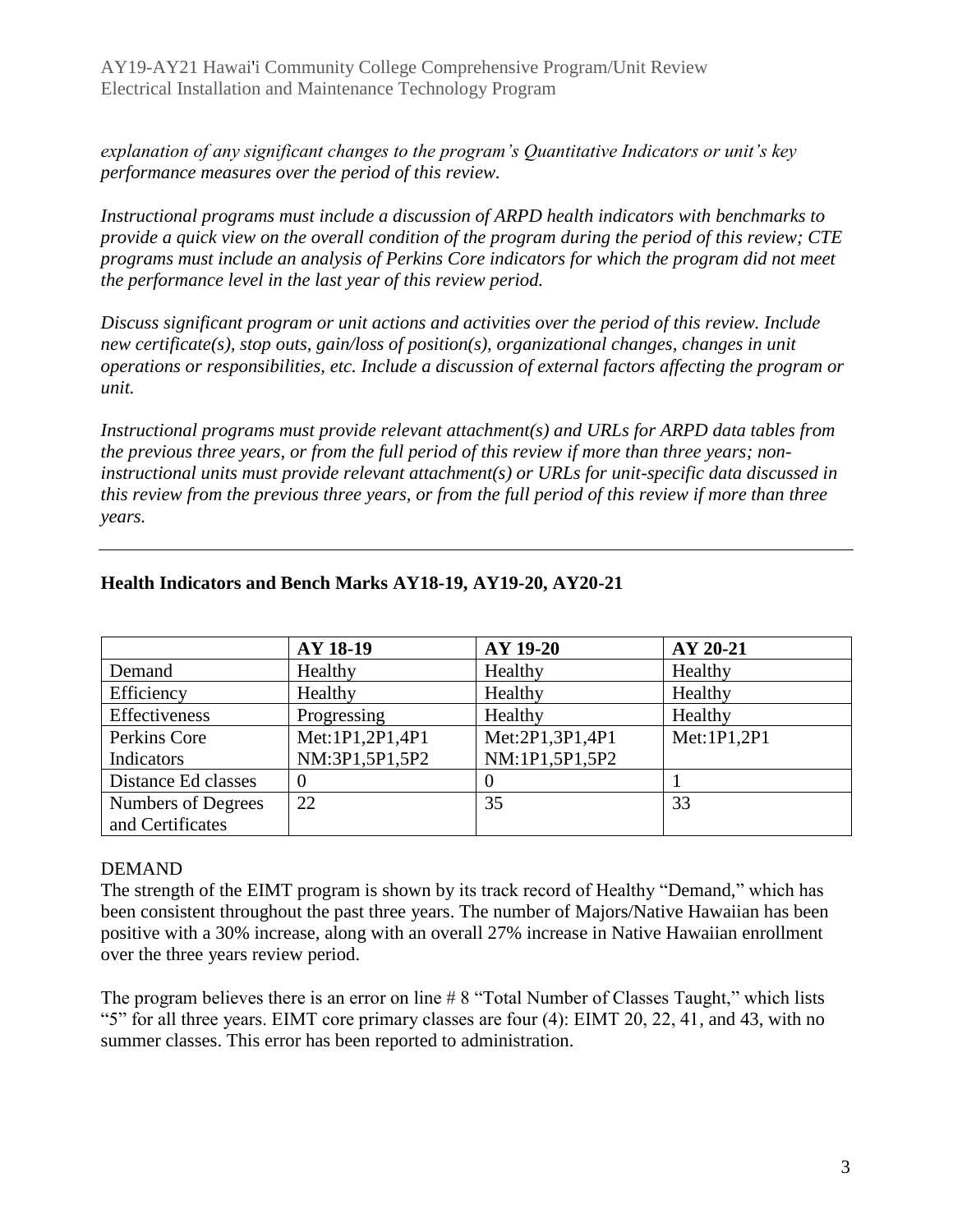*explanation of any significant changes to the program's Quantitative Indicators or unit's key performance measures over the period of this review.*

*Instructional programs must include a discussion of ARPD health indicators with benchmarks to provide a quick view on the overall condition of the program during the period of this review; CTE programs must include an analysis of Perkins Core indicators for which the program did not meet the performance level in the last year of this review period.*

*Discuss significant program or unit actions and activities over the period of this review. Include new certificate(s), stop outs, gain/loss of position(s), organizational changes, changes in unit operations or responsibilities, etc. Include a discussion of external factors affecting the program or unit.*

*Instructional programs must provide relevant attachment(s) and URLs for ARPD data tables from the previous three years, or from the full period of this review if more than three years; non-instructional units must provide relevant attachment(s) or URLs for unit-specific data discussed in this review from the previous three years, or from the full period of this review if more than three years.*

---

**Health Indicators and Bench Marks AY18-19, AY19-20, AY20-21**

| | AY 18-19 | AY 19-20 | AY 20-21 |
|---|---|---|---|
| Demand | Healthy | Healthy | Healthy |
| Efficiency | Healthy | Healthy | Healthy |
| Effectiveness | Progressing | Healthy | Healthy |
| Perkins Core Indicators | Met:1P1,2P1,4P1 NM:3P1,5P1,5P2 | Met:2P1,3P1,4P1 NM:1P1,5P1,5P2 | Met:1P1,2P1 |
| Distance Ed classes | 0 | 0 | 1 |
| Numbers of Degrees and Certificates | 22 | 35 | 33 |

DEMAND

The strength of the EIMT program is shown by its track record of Healthy "Demand," which has been consistent throughout the past three years. The number of Majors/Native Hawaiian has been positive with a 30% increase, along with an overall 27% increase in Native Hawaiian enrollment over the three years review period.

The program believes there is an error on line # 8 "Total Number of Classes Taught," which lists "5" for all three years. EIMT core primary classes are four (4): EIMT 20, 22, 41, and 43, with no summer classes. This error has been reported to administration.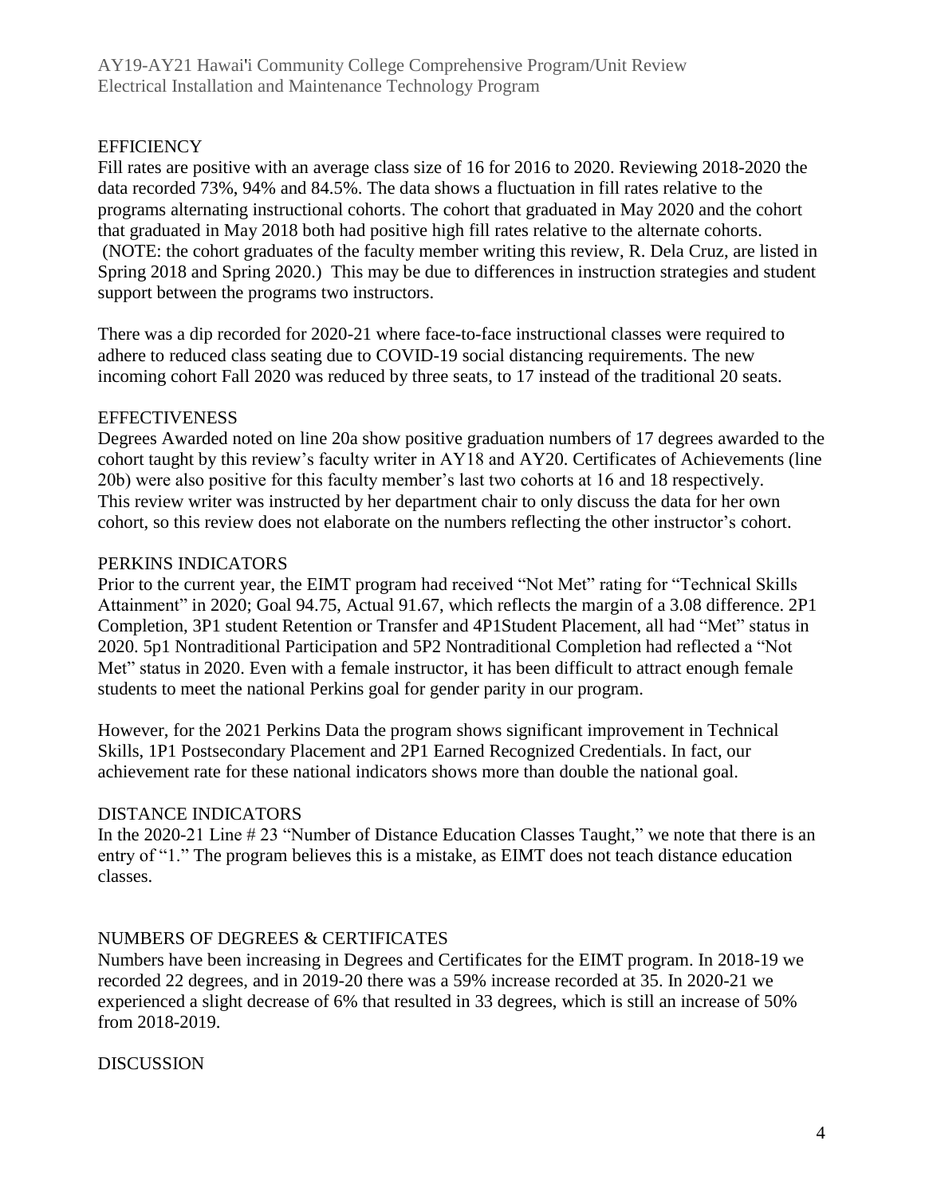## EFFICIENCY

Fill rates are positive with an average class size of 16 for 2016 to 2020. Reviewing 2018-2020 the data recorded 73%, 94% and 84.5%. The data shows a fluctuation in fill rates relative to the programs alternating instructional cohorts. The cohort that graduated in May 2020 and the cohort that graduated in May 2018 both had positive high fill rates relative to the alternate cohorts. (NOTE: the cohort graduates of the faculty member writing this review, R. Dela Cruz, are listed in Spring 2018 and Spring 2020.) This may be due to differences in instruction strategies and student support between the programs two instructors.

There was a dip recorded for 2020-21 where face-to-face instructional classes were required to adhere to reduced class seating due to COVID-19 social distancing requirements. The new incoming cohort Fall 2020 was reduced by three seats, to 17 instead of the traditional 20 seats.

## EFFECTIVENESS

Degrees Awarded noted on line 20a show positive graduation numbers of 17 degrees awarded to the cohort taught by this review's faculty writer in AY18 and AY20. Certificates of Achievements (line 20b) were also positive for this faculty member's last two cohorts at 16 and 18 respectively. This review writer was instructed by her department chair to only discuss the data for her own cohort, so this review does not elaborate on the numbers reflecting the other instructor's cohort.

## PERKINS INDICATORS

Prior to the current year, the EIMT program had received "Not Met" rating for "Technical Skills Attainment" in 2020; Goal 94.75, Actual 91.67, which reflects the margin of a 3.08 difference. 2P1 Completion, 3P1 student Retention or Transfer and 4P1Student Placement, all had "Met" status in 2020. 5p1 Nontraditional Participation and 5P2 Nontraditional Completion had reflected a "Not Met" status in 2020. Even with a female instructor, it has been difficult to attract enough female students to meet the national Perkins goal for gender parity in our program.

However, for the 2021 Perkins Data the program shows significant improvement in Technical Skills, 1P1 Postsecondary Placement and 2P1 Earned Recognized Credentials. In fact, our achievement rate for these national indicators shows more than double the national goal.

## DISTANCE INDICATORS

In the 2020-21 Line # 23 "Number of Distance Education Classes Taught," we note that there is an entry of "1." The program believes this is a mistake, as EIMT does not teach distance education classes.

## NUMBERS OF DEGREES & CERTIFICATES

Numbers have been increasing in Degrees and Certificates for the EIMT program. In 2018-19 we recorded 22 degrees, and in 2019-20 there was a 59% increase recorded at 35. In 2020-21 we experienced a slight decrease of 6% that resulted in 33 degrees, which is still an increase of 50% from 2018-2019.

## DISCUSSION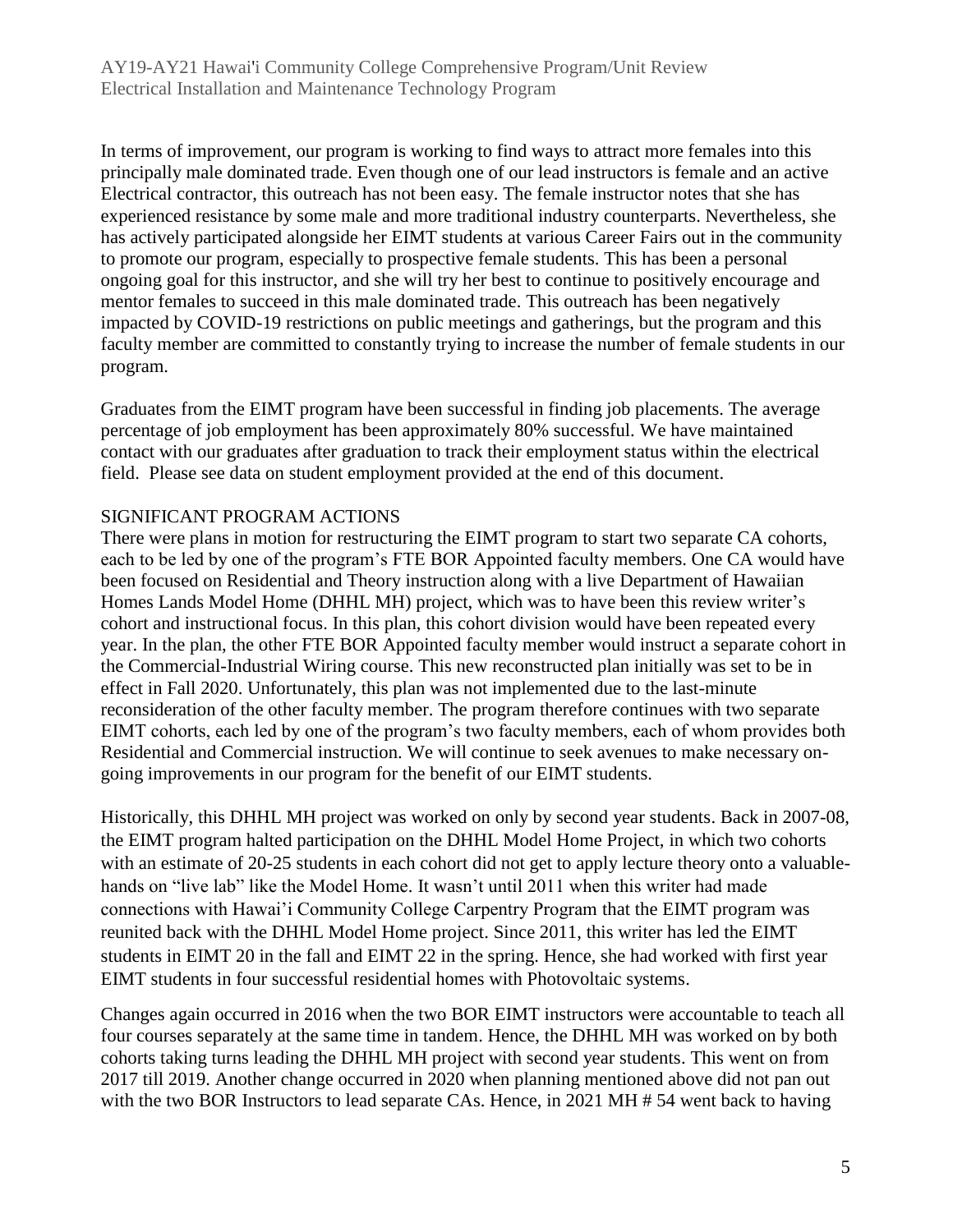In terms of improvement, our program is working to find ways to attract more females into this principally male dominated trade. Even though one of our lead instructors is female and an active Electrical contractor, this outreach has not been easy. The female instructor notes that she has experienced resistance by some male and more traditional industry counterparts. Nevertheless, she has actively participated alongside her EIMT students at various Career Fairs out in the community to promote our program, especially to prospective female students. This has been a personal ongoing goal for this instructor, and she will try her best to continue to positively encourage and mentor females to succeed in this male dominated trade. This outreach has been negatively impacted by COVID-19 restrictions on public meetings and gatherings, but the program and this faculty member are committed to constantly trying to increase the number of female students in our program.

Graduates from the EIMT program have been successful in finding job placements. The average percentage of job employment has been approximately 80% successful. We have maintained contact with our graduates after graduation to track their employment status within the electrical field. Please see data on student employment provided at the end of this document.

## SIGNIFICANT PROGRAM ACTIONS

There were plans in motion for restructuring the EIMT program to start two separate CA cohorts, each to be led by one of the program's FTE BOR Appointed faculty members. One CA would have been focused on Residential and Theory instruction along with a live Department of Hawaiian Homes Lands Model Home (DHHL MH) project, which was to have been this review writer's cohort and instructional focus. In this plan, this cohort division would have been repeated every year. In the plan, the other FTE BOR Appointed faculty member would instruct a separate cohort in the Commercial-Industrial Wiring course. This new reconstructed plan initially was set to be in effect in Fall 2020. Unfortunately, this plan was not implemented due to the last-minute reconsideration of the other faculty member. The program therefore continues with two separate EIMT cohorts, each led by one of the program's two faculty members, each of whom provides both Residential and Commercial instruction. We will continue to seek avenues to make necessary on-going improvements in our program for the benefit of our EIMT students.

Historically, this DHHL MH project was worked on only by second year students. Back in 2007-08, the EIMT program halted participation on the DHHL Model Home Project, in which two cohorts with an estimate of 20-25 students in each cohort did not get to apply lecture theory onto a valuable-hands on "live lab" like the Model Home. It wasn't until 2011 when this writer had made connections with Hawai'i Community College Carpentry Program that the EIMT program was reunited back with the DHHL Model Home project. Since 2011, this writer has led the EIMT students in EIMT 20 in the fall and EIMT 22 in the spring. Hence, she had worked with first year EIMT students in four successful residential homes with Photovoltaic systems.

Changes again occurred in 2016 when the two BOR EIMT instructors were accountable to teach all four courses separately at the same time in tandem. Hence, the DHHL MH was worked on by both cohorts taking turns leading the DHHL MH project with second year students. This went on from 2017 till 2019. Another change occurred in 2020 when planning mentioned above did not pan out with the two BOR Instructors to lead separate CAs. Hence, in 2021 MH # 54 went back to having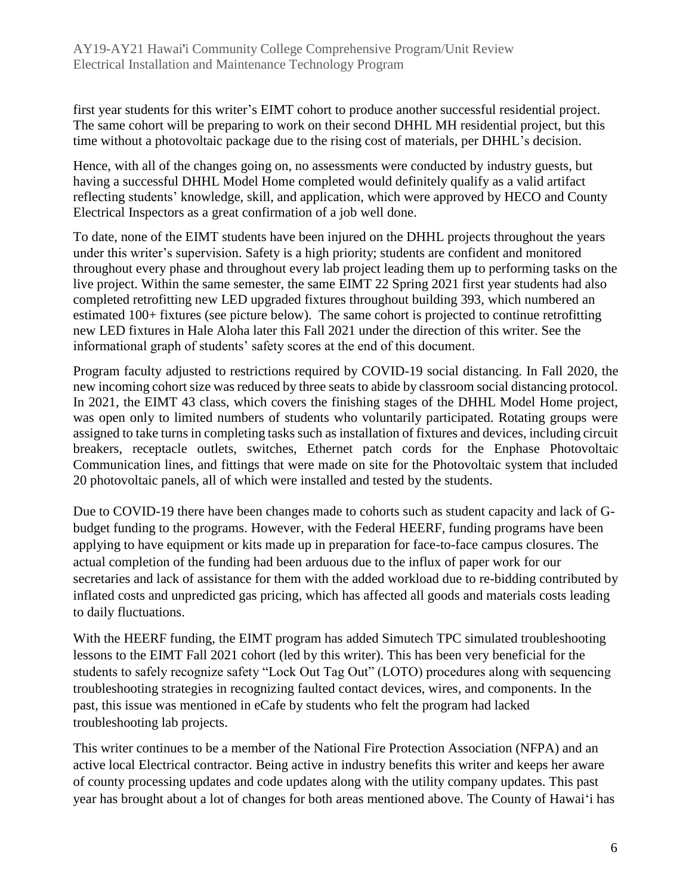first year students for this writer's EIMT cohort to produce another successful residential project. The same cohort will be preparing to work on their second DHHL MH residential project, but this time without a photovoltaic package due to the rising cost of materials, per DHHL's decision.

Hence, with all of the changes going on, no assessments were conducted by industry guests, but having a successful DHHL Model Home completed would definitely qualify as a valid artifact reflecting students' knowledge, skill, and application, which were approved by HECO and County Electrical Inspectors as a great confirmation of a job well done.

To date, none of the EIMT students have been injured on the DHHL projects throughout the years under this writer's supervision. Safety is a high priority; students are confident and monitored throughout every phase and throughout every lab project leading them up to performing tasks on the live project. Within the same semester, the same EIMT 22 Spring 2021 first year students had also completed retrofitting new LED upgraded fixtures throughout building 393, which numbered an estimated 100+ fixtures (see picture below). The same cohort is projected to continue retrofitting new LED fixtures in Hale Aloha later this Fall 2021 under the direction of this writer. See the informational graph of students' safety scores at the end of this document.

Program faculty adjusted to restrictions required by COVID-19 social distancing. In Fall 2020, the new incoming cohort size was reduced by three seats to abide by classroom social distancing protocol. In 2021, the EIMT 43 class, which covers the finishing stages of the DHHL Model Home project, was open only to limited numbers of students who voluntarily participated. Rotating groups were assigned to take turns in completing tasks such as installation of fixtures and devices, including circuit breakers, receptacle outlets, switches, Ethernet patch cords for the Enphase Photovoltaic Communication lines, and fittings that were made on site for the Photovoltaic system that included 20 photovoltaic panels, all of which were installed and tested by the students.

Due to COVID-19 there have been changes made to cohorts such as student capacity and lack of G-budget funding to the programs. However, with the Federal HEERF, funding programs have been applying to have equipment or kits made up in preparation for face-to-face campus closures. The actual completion of the funding had been arduous due to the influx of paper work for our secretaries and lack of assistance for them with the added workload due to re-bidding contributed by inflated costs and unpredicted gas pricing, which has affected all goods and materials costs leading to daily fluctuations.

With the HEERF funding, the EIMT program has added Simutech TPC simulated troubleshooting lessons to the EIMT Fall 2021 cohort (led by this writer). This has been very beneficial for the students to safely recognize safety "Lock Out Tag Out" (LOTO) procedures along with sequencing troubleshooting strategies in recognizing faulted contact devices, wires, and components. In the past, this issue was mentioned in eCafe by students who felt the program had lacked troubleshooting lab projects.

This writer continues to be a member of the National Fire Protection Association (NFPA) and an active local Electrical contractor. Being active in industry benefits this writer and keeps her aware of county processing updates and code updates along with the utility company updates. This past year has brought about a lot of changes for both areas mentioned above. The County of Hawaiʻi has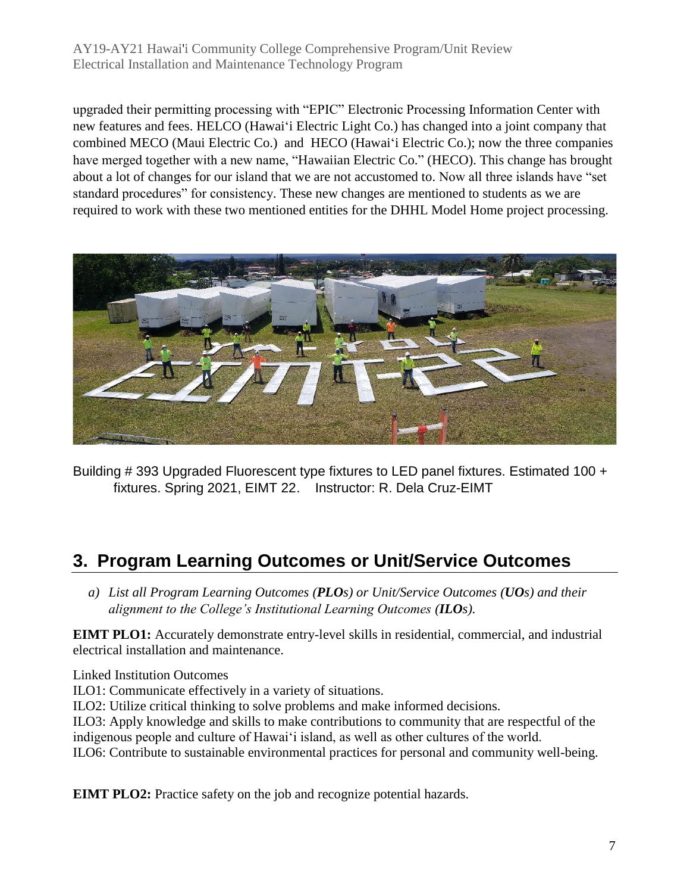upgraded their permitting processing with "EPIC" Electronic Processing Information Center with new features and fees. HELCO (Hawai'i Electric Light Co.) has changed into a joint company that combined MECO (Maui Electric Co.) and HECO (Hawai'i Electric Co.); now the three companies have merged together with a new name, "Hawaiian Electric Co." (HECO). This change has brought about a lot of changes for our island that we are not accustomed to. Now all three islands have "set standard procedures" for consistency. These new changes are mentioned to students as we are required to work with these two mentioned entities for the DHHL Model Home project processing.

Building # 393 Upgraded Fluorescent type fixtures to LED panel fixtures. Estimated 100 + fixtures. Spring 2021, EIMT 22. Instructor: R. Dela Cruz-EIMT

## 3. Program Learning Outcomes or Unit/Service Outcomes

*a) List all Program Learning Outcomes (**PLOs**) or Unit/Service Outcomes (**UOs**) and their alignment to the College's Institutional Learning Outcomes (**ILOs**).*

**EIMT PLO1:** Accurately demonstrate entry-level skills in residential, commercial, and industrial electrical installation and maintenance.

Linked Institution Outcomes
ILO1: Communicate effectively in a variety of situations.
ILO2: Utilize critical thinking to solve problems and make informed decisions.
ILO3: Apply knowledge and skills to make contributions to community that are respectful of the indigenous people and culture of Hawai'i island, as well as other cultures of the world.
ILO6: Contribute to sustainable environmental practices for personal and community well-being.

**EIMT PLO2:** Practice safety on the job and recognize potential hazards.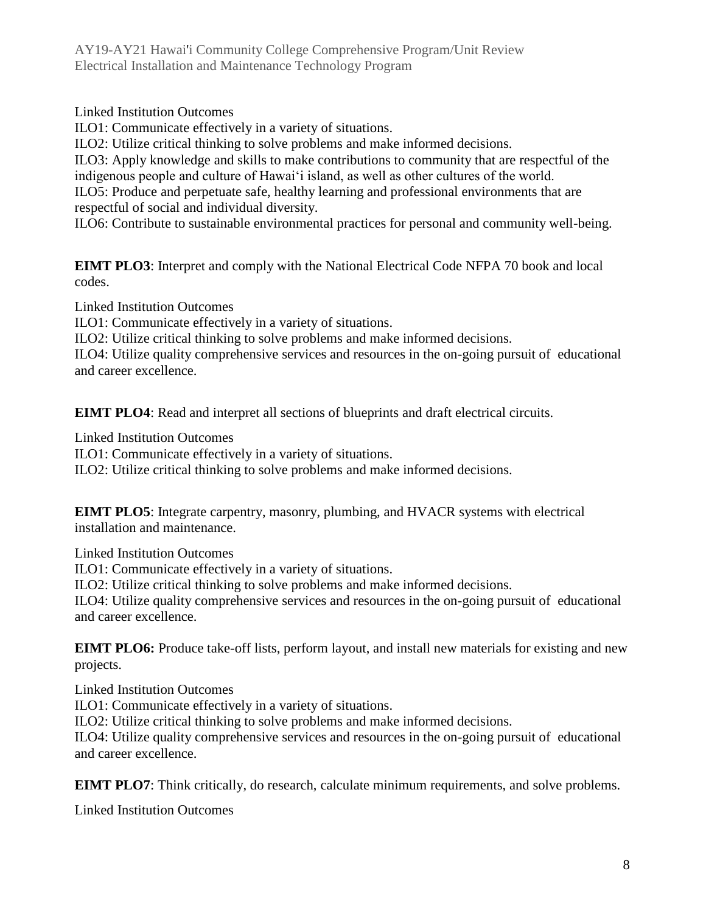Linked Institution Outcomes

ILO1: Communicate effectively in a variety of situations.

ILO2: Utilize critical thinking to solve problems and make informed decisions.

ILO3: Apply knowledge and skills to make contributions to community that are respectful of the indigenous people and culture of Hawaiʻi island, as well as other cultures of the world.

ILO5: Produce and perpetuate safe, healthy learning and professional environments that are respectful of social and individual diversity.

ILO6: Contribute to sustainable environmental practices for personal and community well-being.

**EIMT PLO3**: Interpret and comply with the National Electrical Code NFPA 70 book and local codes.

Linked Institution Outcomes

ILO1: Communicate effectively in a variety of situations.

ILO2: Utilize critical thinking to solve problems and make informed decisions.

ILO4: Utilize quality comprehensive services and resources in the on-going pursuit of educational and career excellence.

**EIMT PLO4**: Read and interpret all sections of blueprints and draft electrical circuits.

Linked Institution Outcomes

ILO1: Communicate effectively in a variety of situations.

ILO2: Utilize critical thinking to solve problems and make informed decisions.

**EIMT PLO5**: Integrate carpentry, masonry, plumbing, and HVACR systems with electrical installation and maintenance.

Linked Institution Outcomes

ILO1: Communicate effectively in a variety of situations.

ILO2: Utilize critical thinking to solve problems and make informed decisions.

ILO4: Utilize quality comprehensive services and resources in the on-going pursuit of educational and career excellence.

**EIMT PLO6:** Produce take-off lists, perform layout, and install new materials for existing and new projects.

Linked Institution Outcomes

ILO1: Communicate effectively in a variety of situations.

ILO2: Utilize critical thinking to solve problems and make informed decisions.

ILO4: Utilize quality comprehensive services and resources in the on-going pursuit of educational and career excellence.

**EIMT PLO7**: Think critically, do research, calculate minimum requirements, and solve problems.

Linked Institution Outcomes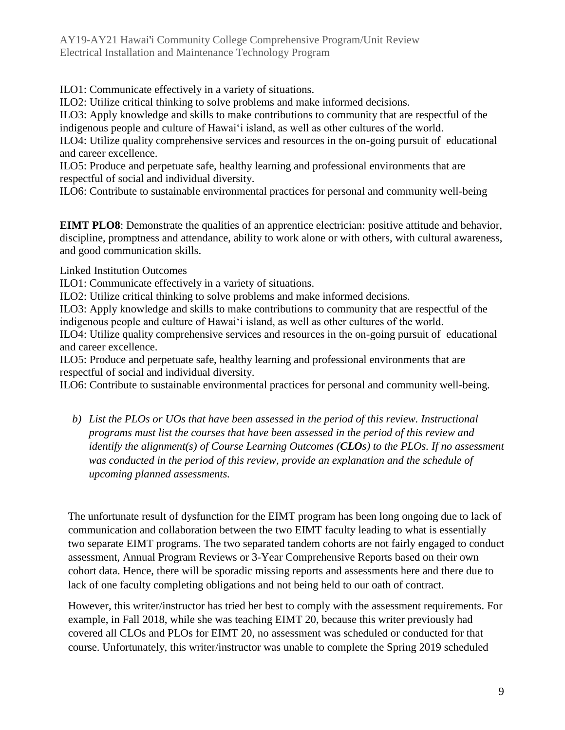ILO1: Communicate effectively in a variety of situations.
ILO2: Utilize critical thinking to solve problems and make informed decisions.
ILO3: Apply knowledge and skills to make contributions to community that are respectful of the indigenous people and culture of Hawaiʻi island, as well as other cultures of the world.
ILO4: Utilize quality comprehensive services and resources in the on-going pursuit of educational and career excellence.
ILO5: Produce and perpetuate safe, healthy learning and professional environments that are respectful of social and individual diversity.
ILO6: Contribute to sustainable environmental practices for personal and community well-being

**EIMT PLO8**: Demonstrate the qualities of an apprentice electrician: positive attitude and behavior, discipline, promptness and attendance, ability to work alone or with others, with cultural awareness, and good communication skills.

Linked Institution Outcomes
ILO1: Communicate effectively in a variety of situations.
ILO2: Utilize critical thinking to solve problems and make informed decisions.
ILO3: Apply knowledge and skills to make contributions to community that are respectful of the indigenous people and culture of Hawaiʻi island, as well as other cultures of the world.
ILO4: Utilize quality comprehensive services and resources in the on-going pursuit of educational and career excellence.
ILO5: Produce and perpetuate safe, healthy learning and professional environments that are respectful of social and individual diversity.
ILO6: Contribute to sustainable environmental practices for personal and community well-being.

*b) List the PLOs or UOs that have been assessed in the period of this review. Instructional programs must list the courses that have been assessed in the period of this review and identify the alignment(s) of Course Learning Outcomes (**CLOs**) to the PLOs. If no assessment was conducted in the period of this review, provide an explanation and the schedule of upcoming planned assessments.*

The unfortunate result of dysfunction for the EIMT program has been long ongoing due to lack of communication and collaboration between the two EIMT faculty leading to what is essentially two separate EIMT programs. The two separated tandem cohorts are not fairly engaged to conduct assessment, Annual Program Reviews or 3-Year Comprehensive Reports based on their own cohort data. Hence, there will be sporadic missing reports and assessments here and there due to lack of one faculty completing obligations and not being held to our oath of contract.

However, this writer/instructor has tried her best to comply with the assessment requirements. For example, in Fall 2018, while she was teaching EIMT 20, because this writer previously had covered all CLOs and PLOs for EIMT 20, no assessment was scheduled or conducted for that course. Unfortunately, this writer/instructor was unable to complete the Spring 2019 scheduled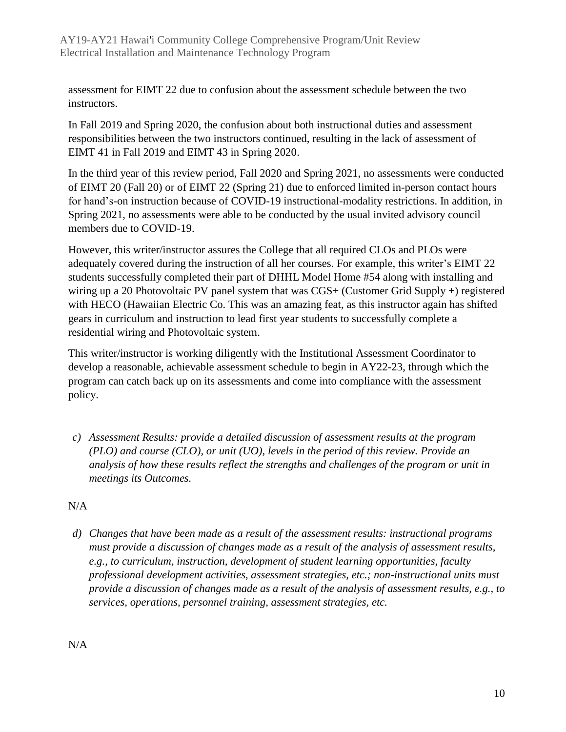assessment for EIMT 22 due to confusion about the assessment schedule between the two instructors.

In Fall 2019 and Spring 2020, the confusion about both instructional duties and assessment responsibilities between the two instructors continued, resulting in the lack of assessment of EIMT 41 in Fall 2019 and EIMT 43 in Spring 2020.

In the third year of this review period, Fall 2020 and Spring 2021, no assessments were conducted of EIMT 20 (Fall 20) or of EIMT 22 (Spring 21) due to enforced limited in-person contact hours for hand's-on instruction because of COVID-19 instructional-modality restrictions. In addition, in Spring 2021, no assessments were able to be conducted by the usual invited advisory council members due to COVID-19.

However, this writer/instructor assures the College that all required CLOs and PLOs were adequately covered during the instruction of all her courses. For example, this writer's EIMT 22 students successfully completed their part of DHHL Model Home #54 along with installing and wiring up a 20 Photovoltaic PV panel system that was CGS+ (Customer Grid Supply +) registered with HECO (Hawaiian Electric Co. This was an amazing feat, as this instructor again has shifted gears in curriculum and instruction to lead first year students to successfully complete a residential wiring and Photovoltaic system.

This writer/instructor is working diligently with the Institutional Assessment Coordinator to develop a reasonable, achievable assessment schedule to begin in AY22-23, through which the program can catch back up on its assessments and come into compliance with the assessment policy.

c) *Assessment Results: provide a detailed discussion of assessment results at the program (PLO) and course (CLO), or unit (UO), levels in the period of this review. Provide an analysis of how these results reflect the strengths and challenges of the program or unit in meetings its Outcomes.*

N/A

d) *Changes that have been made as a result of the assessment results: instructional programs must provide a discussion of changes made as a result of the analysis of assessment results, e.g., to curriculum, instruction, development of student learning opportunities, faculty professional development activities, assessment strategies, etc.; non-instructional units must provide a discussion of changes made as a result of the analysis of assessment results, e.g., to services, operations, personnel training, assessment strategies, etc.*

N/A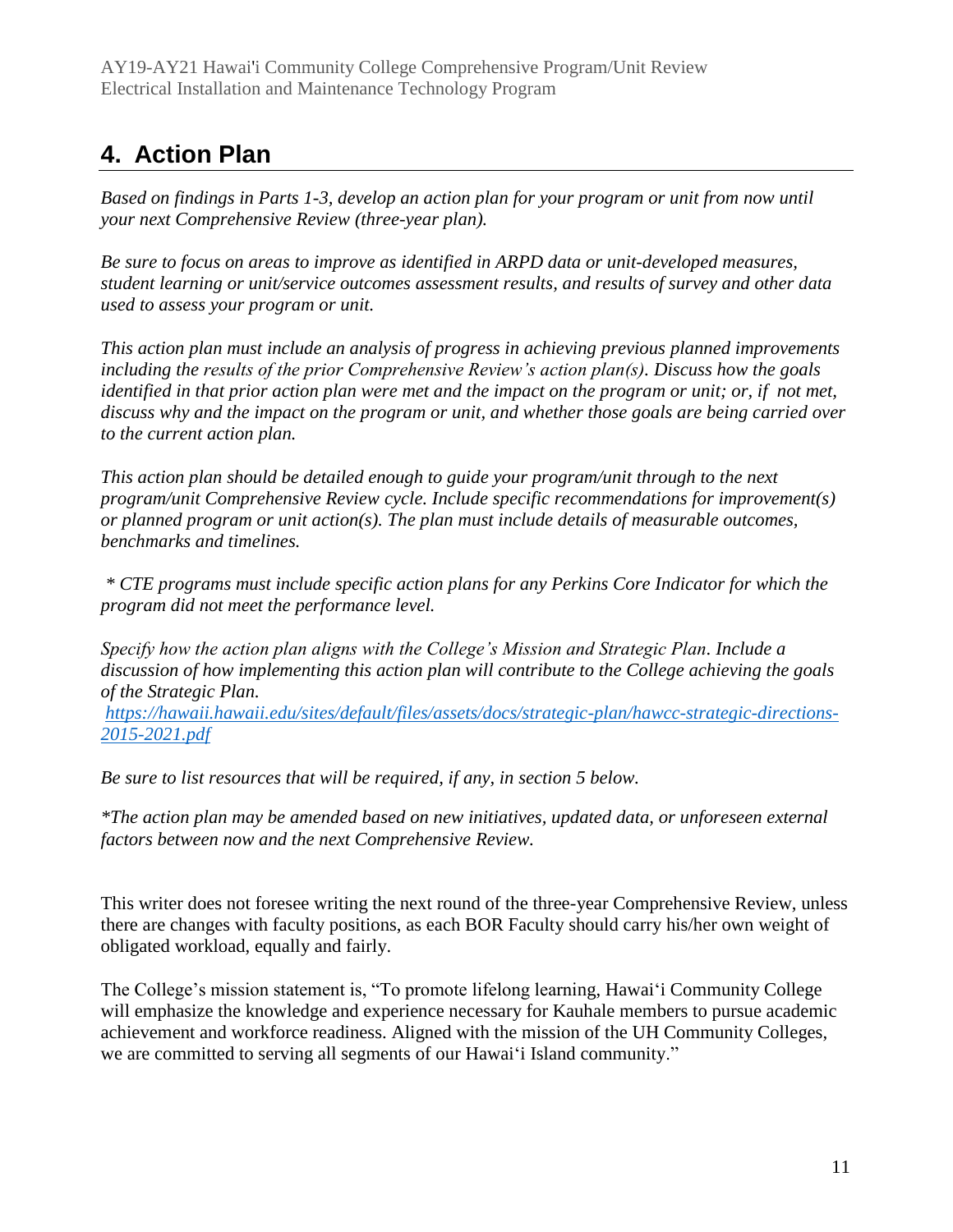## 4. Action Plan

*Based on findings in Parts 1-3, develop an action plan for your program or unit from now until your next Comprehensive Review (three-year plan).*

*Be sure to focus on areas to improve as identified in ARPD data or unit-developed measures, student learning or unit/service outcomes assessment results, and results of survey and other data used to assess your program or unit.*

*This action plan must include an analysis of progress in achieving previous planned improvements including the results of the prior Comprehensive Review's action plan(s). Discuss how the goals identified in that prior action plan were met and the impact on the program or unit; or, if not met, discuss why and the impact on the program or unit, and whether those goals are being carried over to the current action plan.*

*This action plan should be detailed enough to guide your program/unit through to the next program/unit Comprehensive Review cycle. Include specific recommendations for improvement(s) or planned program or unit action(s). The plan must include details of measurable outcomes, benchmarks and timelines.*

*\* CTE programs must include specific action plans for any Perkins Core Indicator for which the program did not meet the performance level.*

*Specify how the action plan aligns with the College's Mission and Strategic Plan. Include a discussion of how implementing this action plan will contribute to the College achieving the goals of the Strategic Plan.*
*[https://hawaii.hawaii.edu/sites/default/files/assets/docs/strategic-plan/hawcc-strategic-directions-2015-2021.pdf](https://hawaii.hawaii.edu/sites/default/files/assets/docs/strategic-plan/hawcc-strategic-directions-2015-2021.pdf)*

*Be sure to list resources that will be required, if any, in section 5 below.*

*\*The action plan may be amended based on new initiatives, updated data, or unforeseen external factors between now and the next Comprehensive Review.*

This writer does not foresee writing the next round of the three-year Comprehensive Review, unless there are changes with faculty positions, as each BOR Faculty should carry his/her own weight of obligated workload, equally and fairly.

The College's mission statement is, "To promote lifelong learning, Hawai'i Community College will emphasize the knowledge and experience necessary for Kauhale members to pursue academic achievement and workforce readiness. Aligned with the mission of the UH Community Colleges, we are committed to serving all segments of our Hawai'i Island community."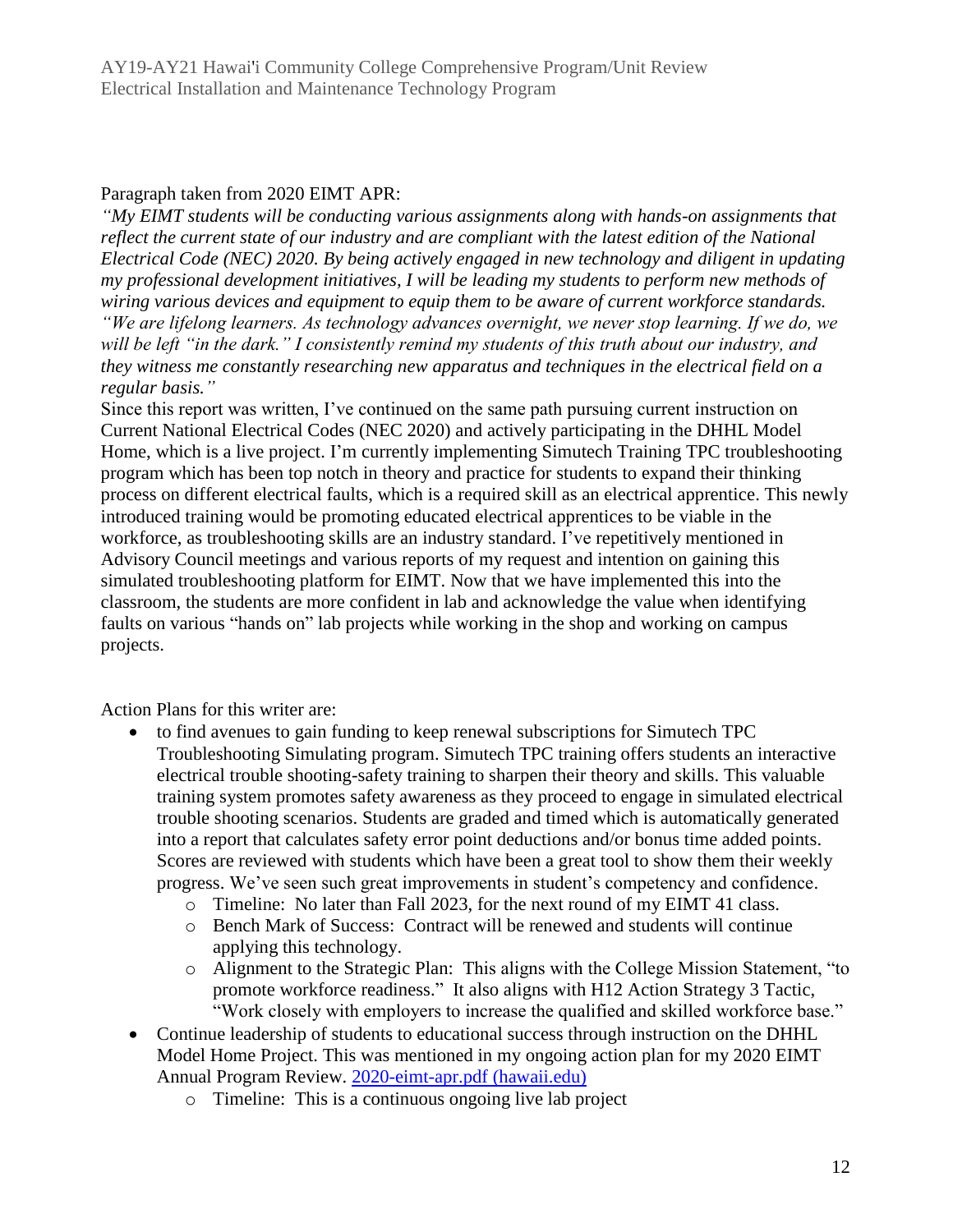Paragraph taken from 2020 EIMT APR:

*"My EIMT students will be conducting various assignments along with hands-on assignments that reflect the current state of our industry and are compliant with the latest edition of the National Electrical Code (NEC) 2020. By being actively engaged in new technology and diligent in updating my professional development initiatives, I will be leading my students to perform new methods of wiring various devices and equipment to equip them to be aware of current workforce standards. "We are lifelong learners. As technology advances overnight, we never stop learning. If we do, we will be left "in the dark." I consistently remind my students of this truth about our industry, and they witness me constantly researching new apparatus and techniques in the electrical field on a regular basis."*

Since this report was written, I've continued on the same path pursuing current instruction on Current National Electrical Codes (NEC 2020) and actively participating in the DHHL Model Home, which is a live project. I'm currently implementing Simutech Training TPC troubleshooting program which has been top notch in theory and practice for students to expand their thinking process on different electrical faults, which is a required skill as an electrical apprentice. This newly introduced training would be promoting educated electrical apprentices to be viable in the workforce, as troubleshooting skills are an industry standard. I've repetitively mentioned in Advisory Council meetings and various reports of my request and intention on gaining this simulated troubleshooting platform for EIMT. Now that we have implemented this into the classroom, the students are more confident in lab and acknowledge the value when identifying faults on various "hands on" lab projects while working in the shop and working on campus projects.

Action Plans for this writer are:

- to find avenues to gain funding to keep renewal subscriptions for Simutech TPC Troubleshooting Simulating program. Simutech TPC training offers students an interactive electrical trouble shooting-safety training to sharpen their theory and skills. This valuable training system promotes safety awareness as they proceed to engage in simulated electrical trouble shooting scenarios. Students are graded and timed which is automatically generated into a report that calculates safety error point deductions and/or bonus time added points. Scores are reviewed with students which have been a great tool to show them their weekly progress. We've seen such great improvements in student's competency and confidence.
    - Timeline: No later than Fall 2023, for the next round of my EIMT 41 class.
    - Bench Mark of Success: Contract will be renewed and students will continue applying this technology.
    - Alignment to the Strategic Plan: This aligns with the College Mission Statement, "to promote workforce readiness." It also aligns with H12 Action Strategy 3 Tactic, "Work closely with employers to increase the qualified and skilled workforce base."
- Continue leadership of students to educational success through instruction on the DHHL Model Home Project. This was mentioned in my ongoing action plan for my 2020 EIMT Annual Program Review. [2020-eimt-apr.pdf (hawaii.edu)]
    - Timeline: This is a continuous ongoing live lab project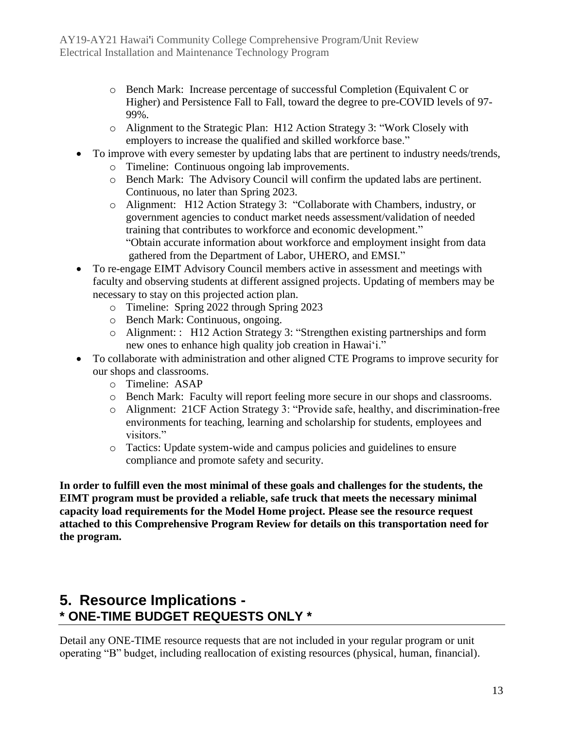- Bench Mark: Increase percentage of successful Completion (Equivalent C or Higher) and Persistence Fall to Fall, toward the degree to pre-COVID levels of 97-99%.
  - Alignment to the Strategic Plan: H12 Action Strategy 3: "Work Closely with employers to increase the qualified and skilled workforce base."
- To improve with every semester by updating labs that are pertinent to industry needs/trends,
  - Timeline: Continuous ongoing lab improvements.
  - Bench Mark: The Advisory Council will confirm the updated labs are pertinent. Continuous, no later than Spring 2023.
  - Alignment: H12 Action Strategy 3: "Collaborate with Chambers, industry, or government agencies to conduct market needs assessment/validation of needed training that contributes to workforce and economic development." "Obtain accurate information about workforce and employment insight from data gathered from the Department of Labor, UHERO, and EMSI."
- To re-engage EIMT Advisory Council members active in assessment and meetings with faculty and observing students at different assigned projects. Updating of members may be necessary to stay on this projected action plan.
  - Timeline: Spring 2022 through Spring 2023
  - Bench Mark: Continuous, ongoing.
  - Alignment: : H12 Action Strategy 3: "Strengthen existing partnerships and form new ones to enhance high quality job creation in Hawai'i."
- To collaborate with administration and other aligned CTE Programs to improve security for our shops and classrooms.
  - Timeline: ASAP
  - Bench Mark: Faculty will report feeling more secure in our shops and classrooms.
  - Alignment: 21CF Action Strategy 3: "Provide safe, healthy, and discrimination-free environments for teaching, learning and scholarship for students, employees and visitors."
  - Tactics: Update system-wide and campus policies and guidelines to ensure compliance and promote safety and security.

**In order to fulfill even the most minimal of these goals and challenges for the students, the EIMT program must be provided a reliable, safe truck that meets the necessary minimal capacity load requirements for the Model Home project. Please see the resource request attached to this Comprehensive Program Review for details on this transportation need for the program.**

## 5. Resource Implications - * ONE-TIME BUDGET REQUESTS ONLY *

Detail any ONE-TIME resource requests that are not included in your regular program or unit operating "B" budget, including reallocation of existing resources (physical, human, financial).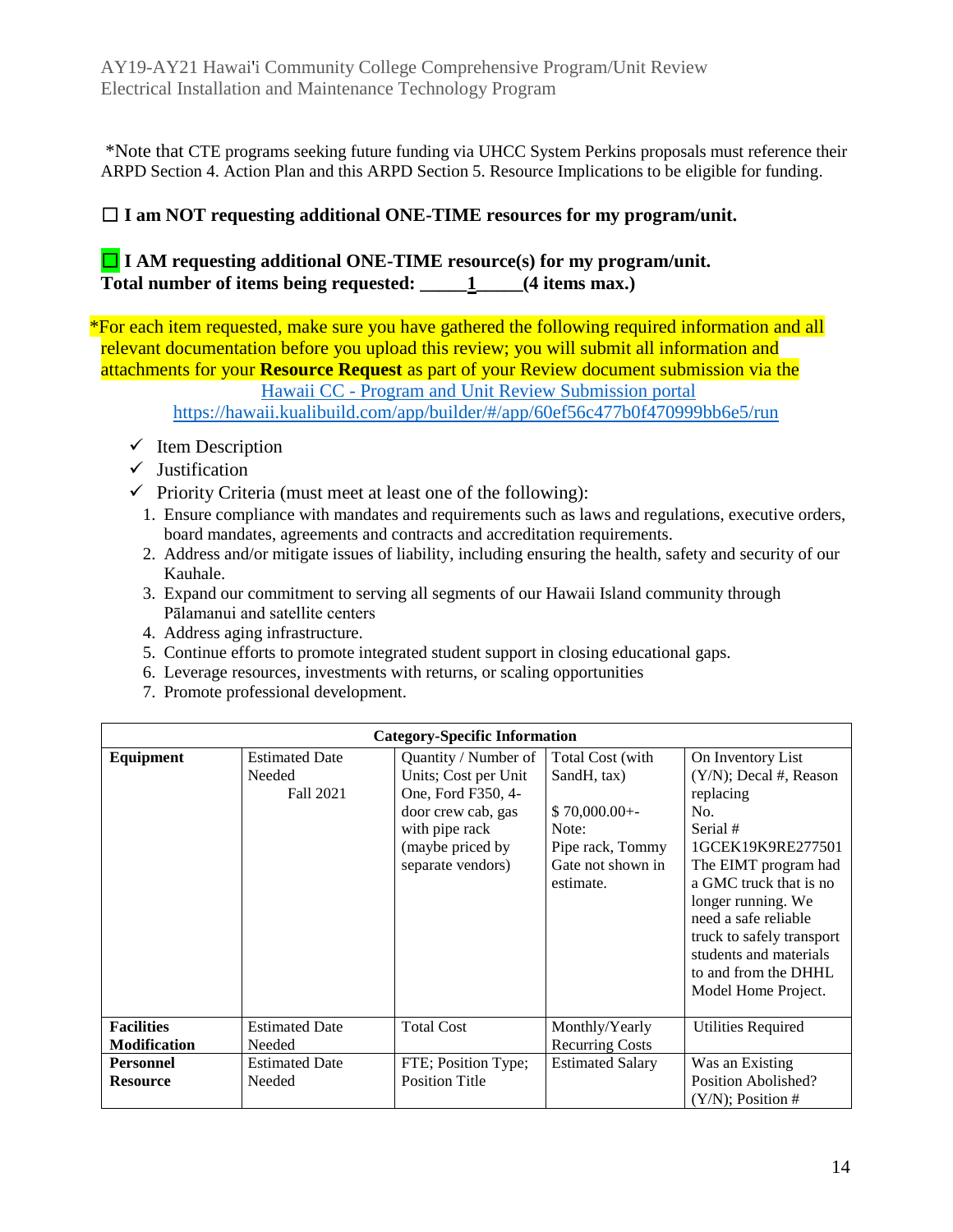*Note that CTE programs seeking future funding via UHCC System Perkins proposals must reference their ARPD Section 4. Action Plan and this ARPD Section 5. Resource Implications to be eligible for funding.

**☐ I am NOT requesting additional ONE-TIME resources for my program/unit.**

**☐ I AM requesting additional ONE-TIME resource(s) for my program/unit.**
**Total number of items being requested: _____1_____(4 items max.)**

*For each item requested, make sure you have gathered the following required information and all relevant documentation before you upload this review; you will submit all information and attachments for your **Resource Request** as part of your Review document submission via the [Hawaii CC - Program and Unit Review Submission portal](https://hawaii.kualibuild.com/app/builder/#/app/60ef56c477b0f470999bb6e5/run)
https://hawaii.kualibuild.com/app/builder/#/app/60ef56c477b0f470999bb6e5/run

- ✓ Item Description
- ✓ Justification
- ✓ Priority Criteria (must meet at least one of the following):
  1. Ensure compliance with mandates and requirements such as laws and regulations, executive orders, board mandates, agreements and contracts and accreditation requirements.
  2. Address and/or mitigate issues of liability, including ensuring the health, safety and security of our Kauhale.
  3. Expand our commitment to serving all segments of our Hawaii Island community through Pālamanui and satellite centers
  4. Address aging infrastructure.
  5. Continue efforts to promote integrated student support in closing educational gaps.
  6. Leverage resources, investments with returns, or scaling opportunities
  7. Promote professional development.

| Category-Specific Information | | | | |
|---|---|---|---|---|
| **Equipment** | Estimated Date Needed<br>Fall 2021 | Quantity / Number of Units; Cost per Unit<br>One, Ford F350, 4-door crew cab, gas with pipe rack (maybe priced by separate vendors) | Total Cost (with SandH, tax)<br><br>$ 70,000.00+-<br>Note:<br>Pipe rack, Tommy Gate not shown in estimate. | On Inventory List (Y/N); Decal #, Reason replacing<br>No.<br>Serial #<br>1GCEK19K9RE277501<br>The EIMT program had a GMC truck that is no longer running. We need a safe reliable truck to safely transport students and materials to and from the DHHL Model Home Project. |
| **Facilities Modification** | Estimated Date Needed | Total Cost | Monthly/Yearly Recurring Costs | Utilities Required |
| **Personnel Resource** | Estimated Date Needed | FTE; Position Type; Position Title | Estimated Salary | Was an Existing Position Abolished? (Y/N); Position # |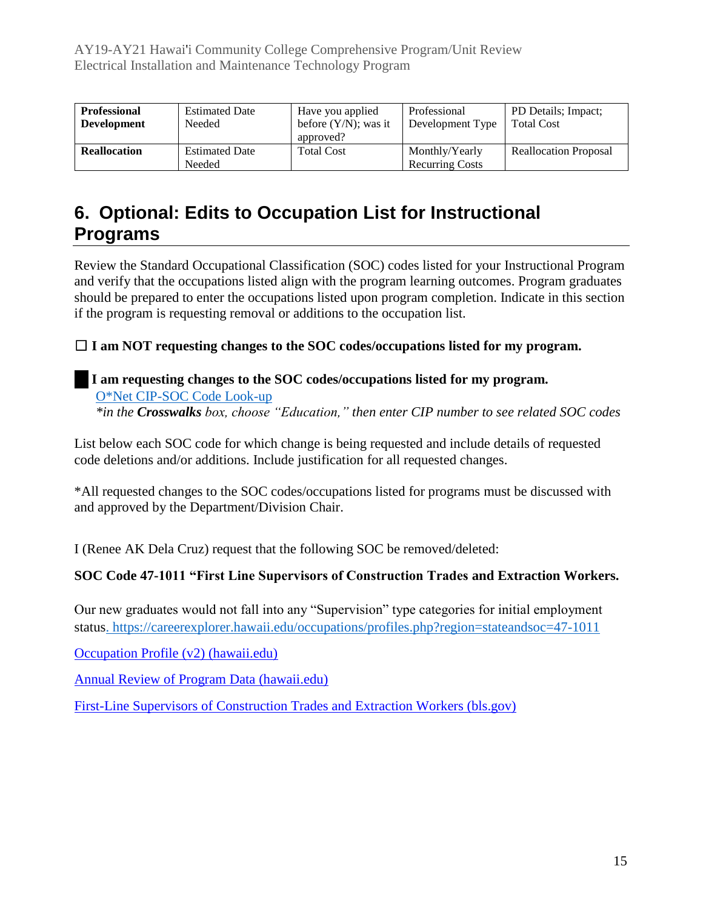| **Professional Development** | Estimated Date Needed | Have you applied before (Y/N); was it approved? | Professional Development Type | PD Details; Impact; Total Cost |
|---|---|---|---|---|
| **Reallocation** | Estimated Date Needed | Total Cost | Monthly/Yearly Recurring Costs | Reallocation Proposal |

## 6. Optional: Edits to Occupation List for Instructional Programs

Review the Standard Occupational Classification (SOC) codes listed for your Instructional Program and verify that the occupations listed align with the program learning outcomes. Program graduates should be prepared to enter the occupations listed upon program completion. Indicate in this section if the program is requesting removal or additions to the occupation list.

☐ **I am NOT requesting changes to the SOC codes/occupations listed for my program.**

■ **I am requesting changes to the SOC codes/occupations listed for my program.**

O*Net CIP-SOC Code Look-up

*\*in the **Crosswalks** box, choose "Education," then enter CIP number to see related SOC codes*

List below each SOC code for which change is being requested and include details of requested code deletions and/or additions. Include justification for all requested changes.

*All requested changes to the SOC codes/occupations listed for programs must be discussed with and approved by the Department/Division Chair.

I (Renee AK Dela Cruz) request that the following SOC be removed/deleted:

**SOC Code 47-1011 "First Line Supervisors of Construction Trades and Extraction Workers.**

Our new graduates would not fall into any "Supervision" type categories for initial employment status. https://careerexplorer.hawaii.edu/occupations/profiles.php?region=stateandsoc=47-1011

Occupation Profile (v2) (hawaii.edu)

Annual Review of Program Data (hawaii.edu)

First-Line Supervisors of Construction Trades and Extraction Workers (bls.gov)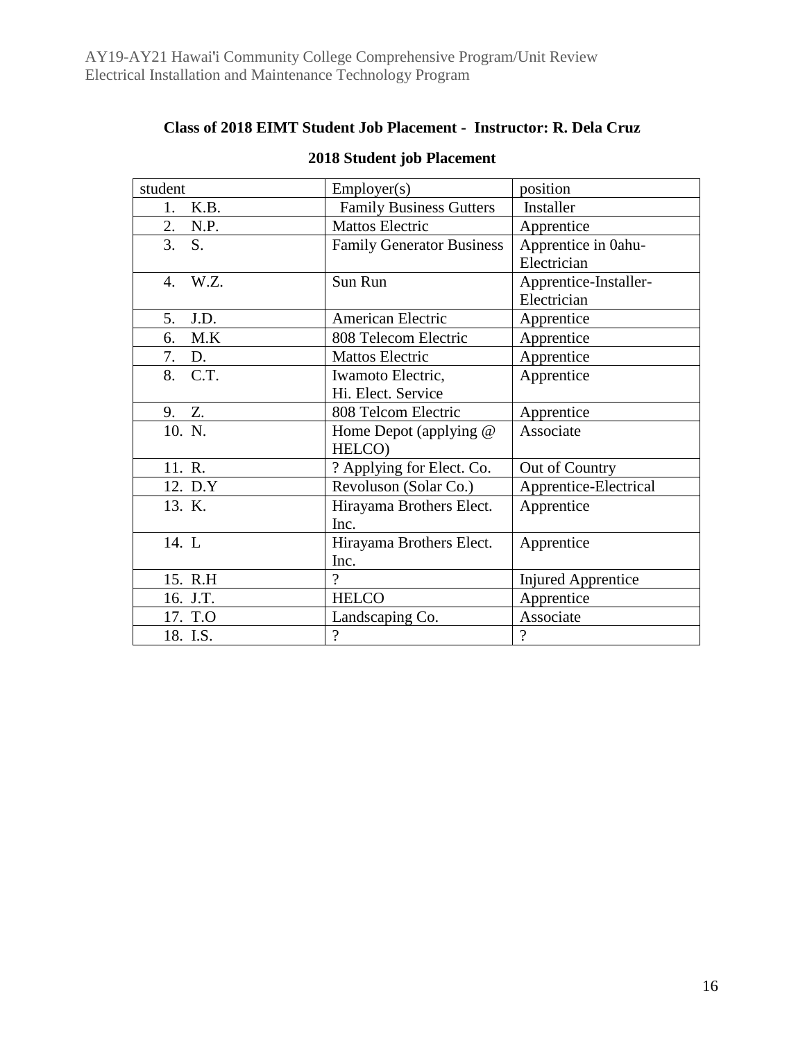**Class of 2018 EIMT Student Job Placement - Instructor: R. Dela Cruz**

**2018 Student job Placement**

| student | Employer(s) | position |
|---|---|---|
| 1. K.B. | Family Business Gutters | Installer |
| 2. N.P. | Mattos Electric | Apprentice |
| 3. S. | Family Generator Business | Apprentice in 0ahu-Electrician |
| 4. W.Z. | Sun Run | Apprentice-Installer-Electrician |
| 5. J.D. | American Electric | Apprentice |
| 6. M.K | 808 Telecom Electric | Apprentice |
| 7. D. | Mattos Electric | Apprentice |
| 8. C.T. | Iwamoto Electric, Hi. Elect. Service | Apprentice |
| 9. Z. | 808 Telcom Electric | Apprentice |
| 10. N. | Home Depot (applying @ HELCO) | Associate |
| 11. R. | ? Applying for Elect. Co. | Out of Country |
| 12. D.Y | Revoluson (Solar Co.) | Apprentice-Electrical |
| 13. K. | Hirayama Brothers Elect. Inc. | Apprentice |
| 14. L | Hirayama Brothers Elect. Inc. | Apprentice |
| 15. R.H | ? | Injured Apprentice |
| 16. J.T. | HELCO | Apprentice |
| 17. T.O | Landscaping Co. | Associate |
| 18. I.S. | ? | ? |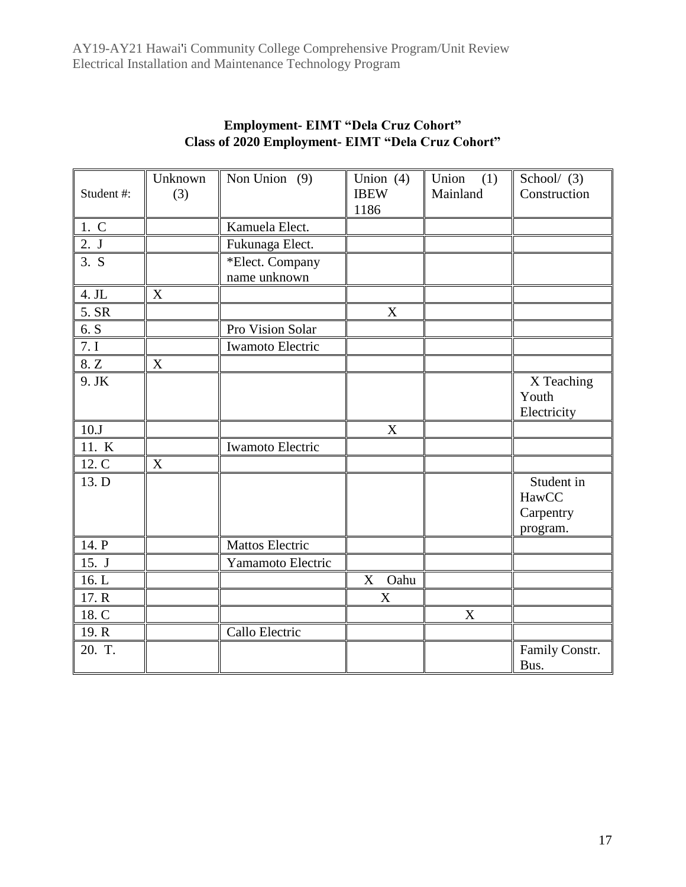**Employment- EIMT "Dela Cruz Cohort"**
**Class of 2020 Employment- EIMT "Dela Cruz Cohort"**

| Student #: | Unknown (3) | Non Union (9) | Union (4) IBEW 1186 | Union (1) Mainland | School/ (3) Construction |
|---|---|---|---|---|---|
| 1. C | | Kamuela Elect. | | | |
| 2. J | | Fukunaga Elect. | | | |
| 3. S | | *Elect. Company name unknown | | | |
| 4. JL | X | | | | |
| 5. SR | | | X | | |
| 6. S | | Pro Vision Solar | | | |
| 7. I | | Iwamoto Electric | | | |
| 8. Z | X | | | | |
| 9. JK | | | | | X Teaching Youth Electricity |
| 10.J | | | X | | |
| 11. K | | Iwamoto Electric | | | |
| 12. C | X | | | | |
| 13. D | | | | | Student in HawCC Carpentry program. |
| 14. P | | Mattos Electric | | | |
| 15. J | | Yamamoto Electric | | | |
| 16. L | | | X Oahu | | |
| 17. R | | | X | | |
| 18. C | | | | X | |
| 19. R | | Callo Electric | | | |
| 20. T. | | | | | Family Constr. Bus. |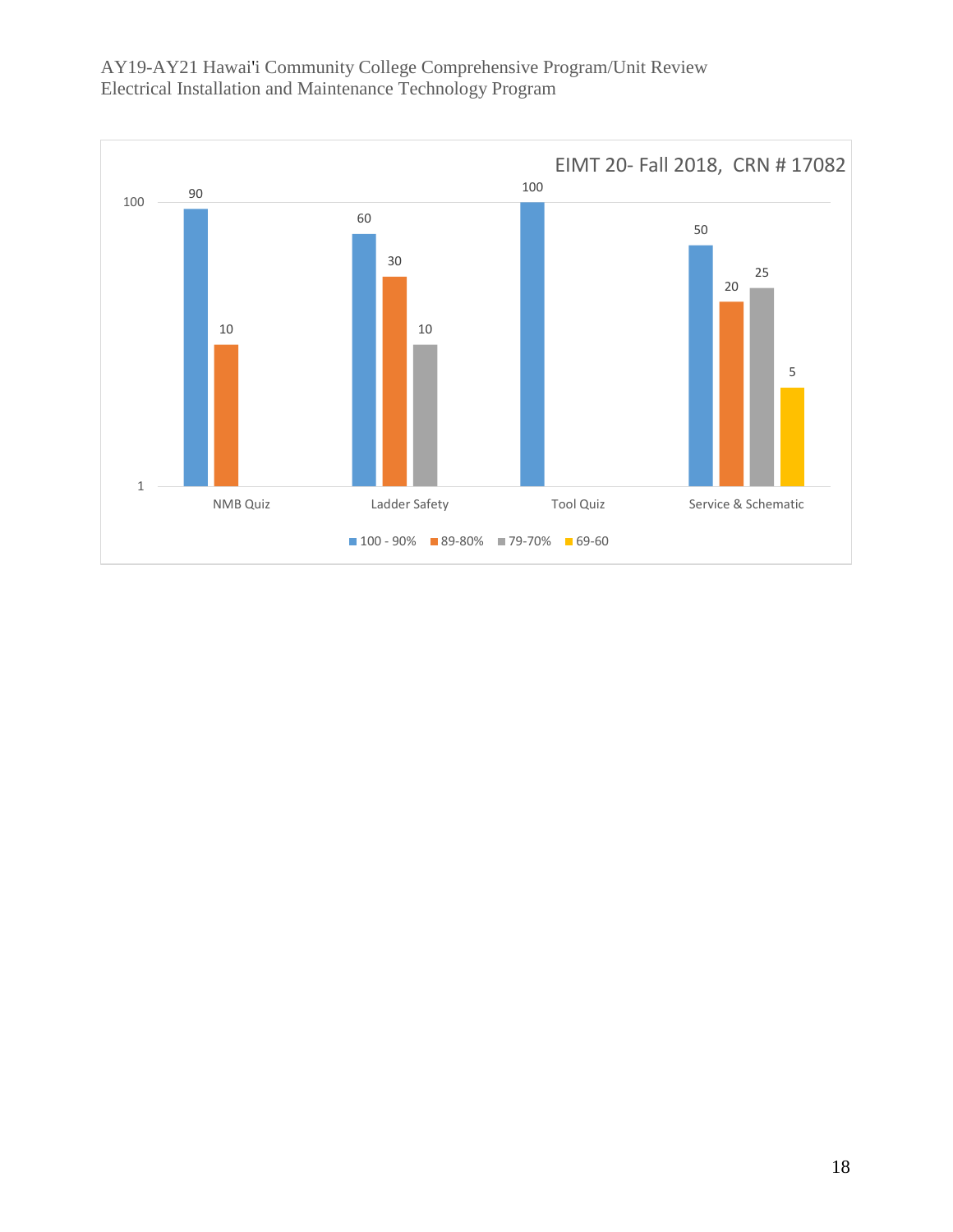EIMT 20- Fall 2018, CRN # 17082

100

1

90

10

60

30

10

100

50

20

25

5

NMB Quiz

Ladder Safety

Tool Quiz

Service & Schematic

100 - 90%
89-80%
79-70%
69-60